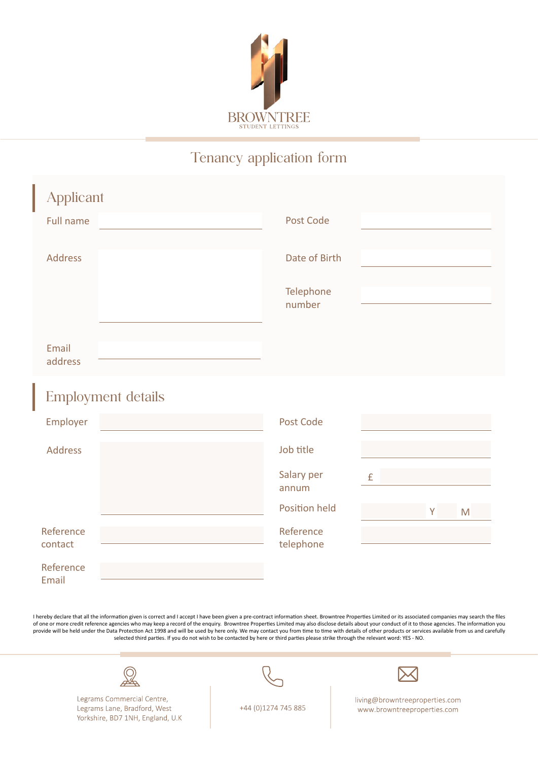BROWNTREE
STUDENT LETTINGS

# Tenancy application form

## Applicant

| | | | |
|---|---|---|---|
| Full name | | Post Code | |
| Address | | Date of Birth | |
| | | Telephone number | |
| Email address | | | |

## Employment details

| | | | |
|---|---|---|---|
| Employer | | Post Code | |
| Address | | Job title | |
| | | Salary per annum | £ |
| | | Position held | Y M |
| Reference contact | | Reference telephone | |
| Reference Email | | | |

I hereby declare that all the information given is correct and I accept I have been given a pre-contract information sheet. Browntree Properties Limited or its associated companies may search the files of one or more credit reference agencies who may keep a record of the enquiry. Browntree Properties Limited may also disclose details about your conduct of it to those agencies. The information you provide will be held under the Data Protection Act 1998 and will be used by here only. We may contact you from time to time with details of other products or services available from us and carefully selected third parties. If you do not wish to be contacted by here or third parties please strike through the relevant word: YES - NO.

Legrams Commercial Centre, Legrams Lane, Bradford, West Yorkshire, BD7 1NH, England, U.K

+44 (0)1274 745 885

living@browntreeproperties.com
www.browntreeproperties.com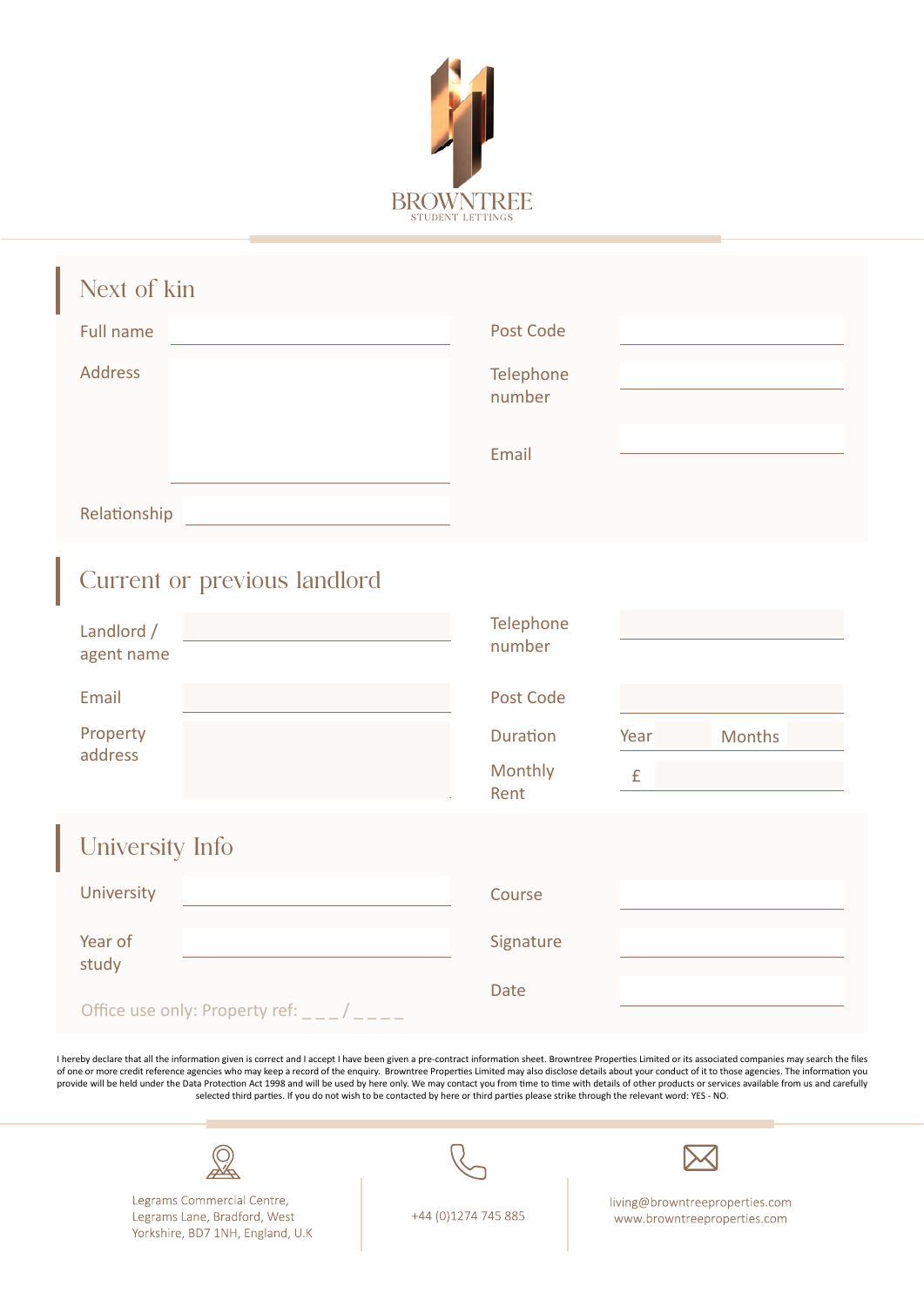BROWNTREE
STUDENT LETTINGS

## Next of kin

Full name

Address

Relationship

Post Code

Telephone number

Email

## Current or previous landlord

Landlord / agent name

Email

Property address

Telephone number

Post Code

Duration Year Months

Monthly Rent £

## University Info

University

Year of study

Office use only: Property ref: _ _ _ / _ _ _ _

Course

Signature

Date

I hereby declare that all the information given is correct and I accept I have been given a pre-contract information sheet. Browntree Properties Limited or its associated companies may search the files of one or more credit reference agencies who may keep a record of the enquiry. Browntree Properties Limited may also disclose details about your conduct of it to those agencies. The information you provide will be held under the Data Protection Act 1998 and will be used by here only. We may contact you from time to time with details of other products or services available from us and carefully selected third parties. If you do not wish to be contacted by here or third parties please strike through the relevant word: YES - NO.

Legrams Commercial Centre, Legrams Lane, Bradford, West Yorkshire, BD7 1NH, England, U.K

+44 (0)1274 745 885

living@browntreeproperties.com
www.browntreeproperties.com